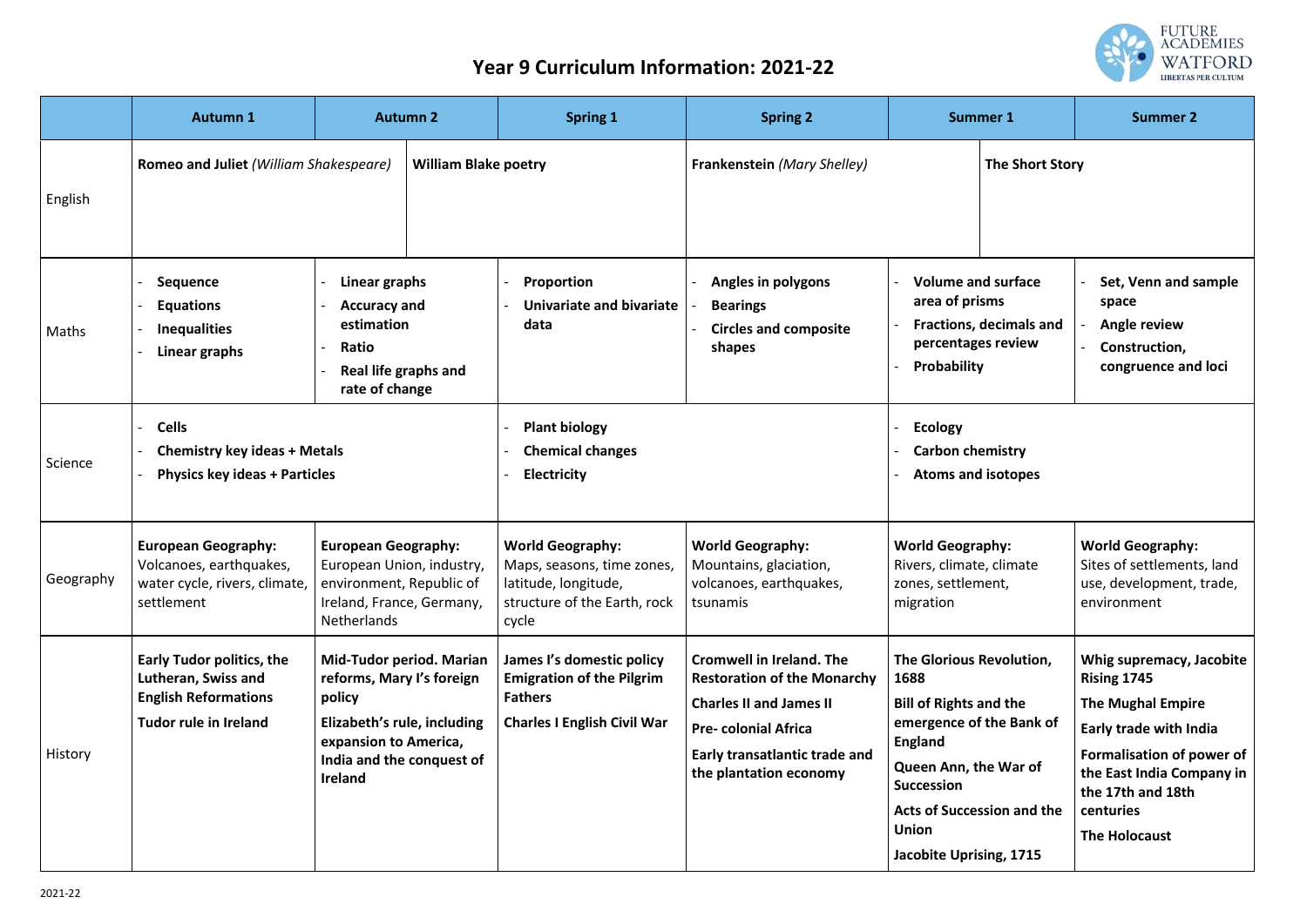# Year 9 Curriculum Information: 2021-22

| | Autumn 1 | Autumn 2 | Spring 1 | Spring 2 | Summer 1 | Summer 2 |
|---|---|---|---|---|---|---|
| English | **Romeo and Juliet** *(William Shakespeare)* | **William Blake poetry** | | **Frankenstein** *(Mary Shelley)* | | **The Short Story** |
| Maths | - **Sequence**<br>- **Equations**<br>- **Inequalities**<br>- **Linear graphs** | - **Linear graphs**<br>- **Accuracy and estimation**<br>- **Ratio**<br>- **Real life graphs and rate of change** | - **Proportion**<br>- **Univariate and bivariate data** | - **Angles in polygons**<br>- **Bearings**<br>- **Circles and composite shapes** | - **Volume and surface area of prisms**<br>- **Fractions, decimals and percentages review**<br>- **Probability** | - **Set, Venn and sample space**<br>- **Angle review**<br>- **Construction, congruence and loci** |
| Science | - **Cells**<br>- **Chemistry key ideas + Metals**<br>- **Physics key ideas + Particles** | | - **Plant biology**<br>- **Chemical changes**<br>- **Electricity** | | - **Ecology**<br>- **Carbon chemistry**<br>- **Atoms and isotopes** | |
| Geography | **European Geography:** Volcanoes, earthquakes, water cycle, rivers, climate, settlement | **European Geography:** European Union, industry, environment, Republic of Ireland, France, Germany, Netherlands | **World Geography:** Maps, seasons, time zones, latitude, longitude, structure of the Earth, rock cycle | **World Geography:** Mountains, glaciation, volcanoes, earthquakes, tsunamis | **World Geography:** Rivers, climate, climate zones, settlement, migration | **World Geography:** Sites of settlements, land use, development, trade, environment |
| History | **Early Tudor politics, the Lutheran, Swiss and English Reformations**<br>**Tudor rule in Ireland** | **Mid-Tudor period. Marian reforms, Mary I's foreign policy**<br>**Elizabeth's rule, including expansion to America, India and the conquest of Ireland** | **James I's domestic policy Emigration of the Pilgrim Fathers**<br>**Charles I English Civil War** | **Cromwell in Ireland. The Restoration of the Monarchy**<br>**Charles II and James II**<br>**Pre- colonial Africa**<br>**Early transatlantic trade and the plantation economy** | **The Glorious Revolution, 1688**<br>**Bill of Rights and the emergence of the Bank of England**<br>**Queen Ann, the War of Succession**<br>**Acts of Succession and the Union**<br>**Jacobite Uprising, 1715** | **Whig supremacy, Jacobite Rising 1745**<br>**The Mughal Empire**<br>**Early trade with India**<br>**Formalisation of power of the East India Company in the 17th and 18th centuries**<br>**The Holocaust** |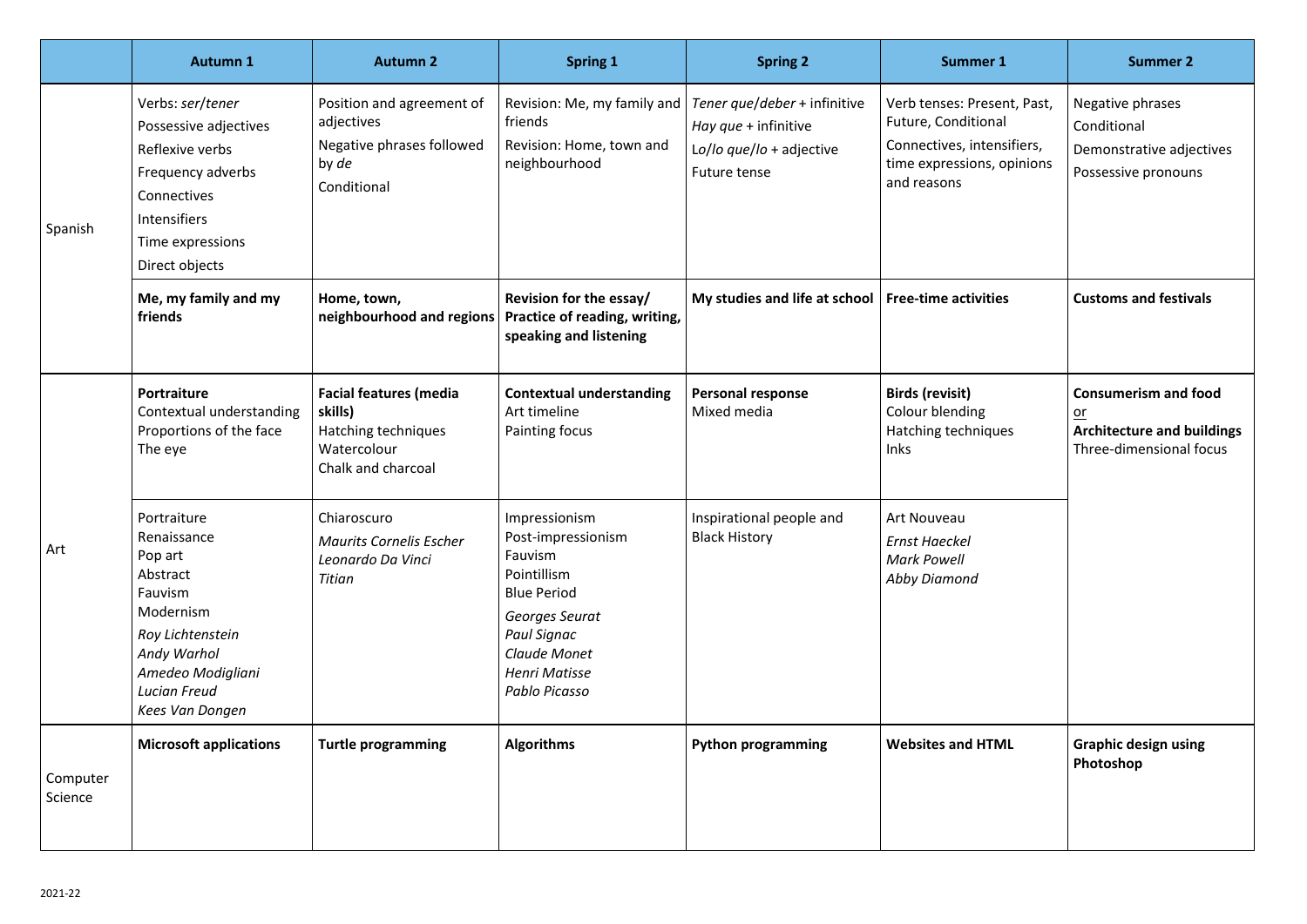| | Autumn 1 | Autumn 2 | Spring 1 | Spring 2 | Summer 1 | Summer 2 |
|---|---|---|---|---|---|---|
| Spanish | Verbs: *ser*/*tener*<br>Possessive adjectives<br>Reflexive verbs<br>Frequency adverbs<br>Connectives<br>Intensifiers<br>Time expressions<br>Direct objects | Position and agreement of adjectives<br>Negative phrases followed by *de*<br>Conditional | Revision: Me, my family and friends<br>Revision: Home, town and neighbourhood | *Tener que*/*deber* + infinitive<br>*Hay que* + infinitive<br>*Lo*/*lo que*/*lo* + adjective<br>Future tense | Verb tenses: Present, Past, Future, Conditional<br>Connectives, intensifiers, time expressions, opinions and reasons | Negative phrases<br>Conditional<br>Demonstrative adjectives<br>Possessive pronouns |
| | **Me, my family and my friends** | **Home, town, neighbourhood and regions** | **Revision for the essay/ Practice of reading, writing, speaking and listening** | **My studies and life at school** | **Free-time activities** | **Customs and festivals** |
| Art | **Portraiture**<br>Contextual understanding<br>Proportions of the face<br>The eye | **Facial features (media skills)**<br>Hatching techniques<br>Watercolour<br>Chalk and charcoal | **Contextual understanding**<br>Art timeline<br>Painting focus | **Personal response**<br>Mixed media | **Birds (revisit)**<br>Colour blending<br>Hatching techniques<br>Inks | **Consumerism and food**<br>or<br>**Architecture and buildings**<br>Three-dimensional focus |
| | Portraiture<br>Renaissance<br>Pop art<br>Abstract<br>Fauvism<br>Modernism<br>*Roy Lichtenstein*<br>*Andy Warhol*<br>*Amedeo Modigliani*<br>*Lucian Freud*<br>*Kees Van Dongen* | Chiaroscuro<br>*Maurits Cornelis Escher*<br>*Leonardo Da Vinci*<br>*Titian* | Impressionism<br>Post-impressionism<br>Fauvism<br>Pointillism<br>Blue Period<br>*Georges Seurat*<br>*Paul Signac*<br>*Claude Monet*<br>*Henri Matisse*<br>*Pablo Picasso* | Inspirational people and Black History | Art Nouveau<br>*Ernst Haeckel*<br>*Mark Powell*<br>*Abby Diamond* | |
| Computer Science | **Microsoft applications** | **Turtle programming** | **Algorithms** | **Python programming** | **Websites and HTML** | **Graphic design using Photoshop** |

2021-22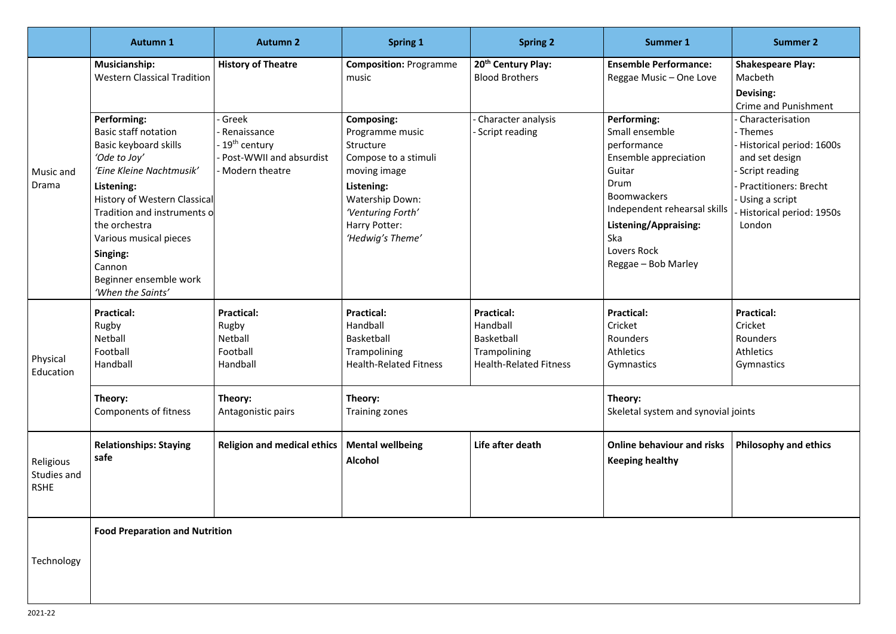| | Autumn 1 | Autumn 2 | Spring 1 | Spring 2 | Summer 1 | Summer 2 |
|---|---|---|---|---|---|---|
| Music and Drama | **Musicianship:** Western Classical Tradition | **History of Theatre** | **Composition:** Programme music | **20th Century Play:** Blood Brothers | **Ensemble Performance:** Reggae Music – One Love | **Shakespeare Play:** Macbeth<br>**Devising:** Crime and Punishment |
| | **Performing:**<br>Basic staff notation<br>Basic keyboard skills<br>*'Ode to Joy'*<br>*'Eine Kleine Nachtmusik'*<br>**Listening:**<br>History of Western Classical Tradition and instruments o the orchestra<br>Various musical pieces<br>**Singing:**<br>Cannon<br>Beginner ensemble work<br>*'When the Saints'* | - Greek<br>- Renaissance<br>- 19th century<br>- Post-WWII and absurdist<br>- Modern theatre | **Composing:**<br>Programme music<br>Structure<br>Compose to a stimuli moving image<br>**Listening:**<br>Watership Down: *'Venturing Forth'*<br>Harry Potter: *'Hedwig's Theme'* | - Character analysis<br>- Script reading | **Performing:**<br>Small ensemble performance<br>Ensemble appreciation<br>Guitar<br>Drum<br>Boomwackers<br>Independent rehearsal skills<br>**Listening/Appraising:**<br>Ska<br>Lovers Rock<br>Reggae – Bob Marley | - Characterisation<br>- Themes<br>- Historical period: 1600s and set design<br>- Script reading<br>- Practitioners: Brecht<br>- Using a script<br>- Historical period: 1950s London |
| Physical Education | **Practical:**<br>Rugby<br>Netball<br>Football<br>Handball | **Practical:**<br>Rugby<br>Netball<br>Football<br>Handball | **Practical:**<br>Handball<br>Basketball<br>Trampolining<br>Health-Related Fitness | **Practical:**<br>Handball<br>Basketball<br>Trampolining<br>Health-Related Fitness | **Practical:**<br>Cricket<br>Rounders<br>Athletics<br>Gymnastics | **Practical:**<br>Cricket<br>Rounders<br>Athletics<br>Gymnastics |
| | **Theory:**<br>Components of fitness | **Theory:**<br>Antagonistic pairs | **Theory:**<br>Training zones | | **Theory:**<br>Skeletal system and synovial joints | |
| Religious Studies and RSHE | **Relationships: Staying safe** | **Religion and medical ethics** | **Mental wellbeing**<br>**Alcohol** | **Life after death** | **Online behaviour and risks**<br>**Keeping healthy** | **Philosophy and ethics** |
| Technology | **Food Preparation and Nutrition** | | | | | |

2021-22